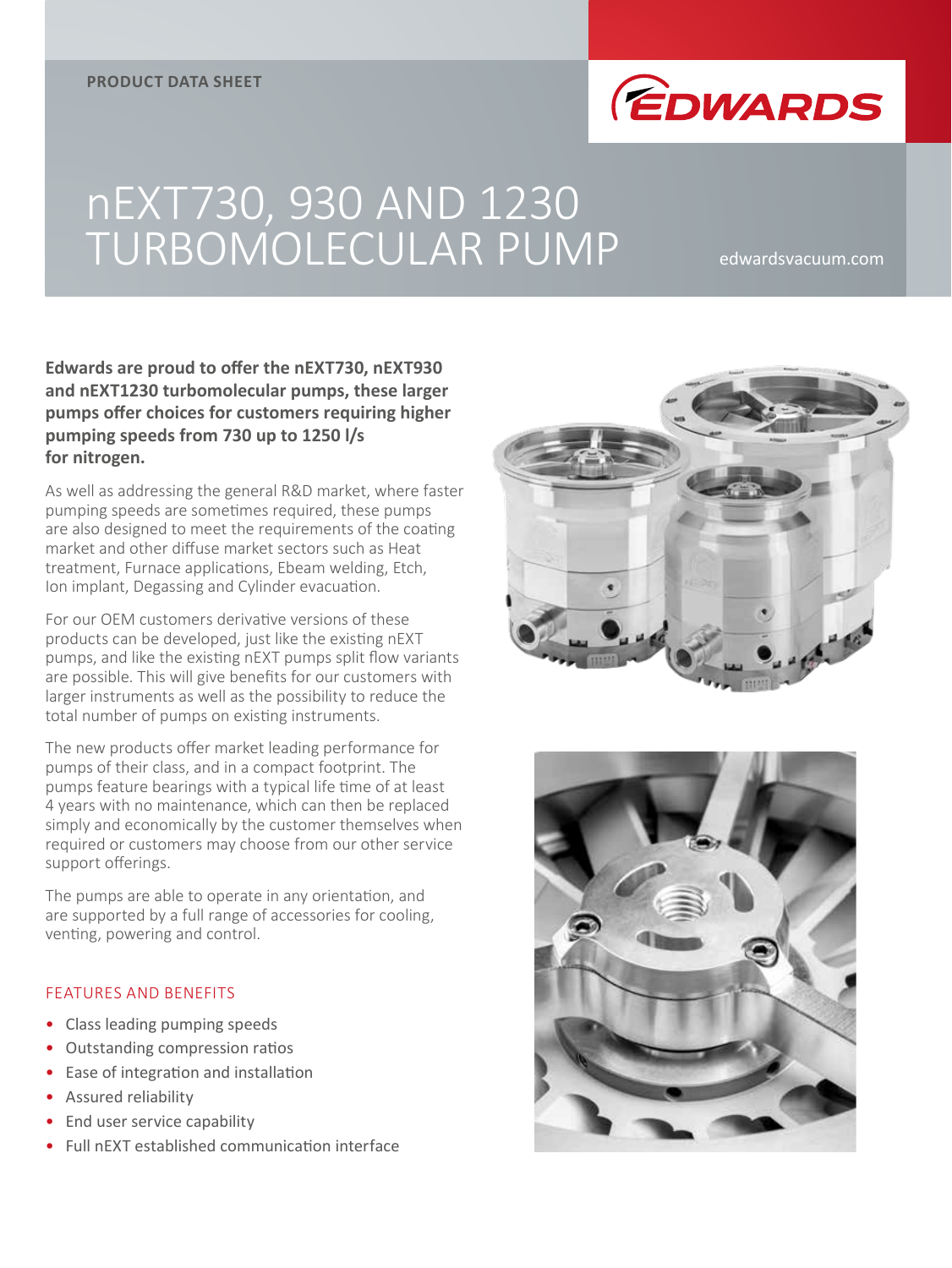PRODUCT DATA SHEET

# nEXT730, 930 AND 1230 TURBOMOLECULAR PUMP

edwardsvacuum.com

**Edwards are proud to offer the nEXT730, nEXT930 and nEXT1230 turbomolecular pumps, these larger pumps offer choices for customers requiring higher pumping speeds from 730 up to 1250 l/s for nitrogen.**

As well as addressing the general R&D market, where faster pumping speeds are sometimes required, these pumps are also designed to meet the requirements of the coating market and other diffuse market sectors such as Heat treatment, Furnace applications, Ebeam welding, Etch, Ion implant, Degassing and Cylinder evacuation.

For our OEM customers derivative versions of these products can be developed, just like the existing nEXT pumps, and like the existing nEXT pumps split flow variants are possible. This will give benefits for our customers with larger instruments as well as the possibility to reduce the total number of pumps on existing instruments.

The new products offer market leading performance for pumps of their class, and in a compact footprint. The pumps feature bearings with a typical life time of at least 4 years with no maintenance, which can then be replaced simply and economically by the customer themselves when required or customers may choose from our other service support offerings.

The pumps are able to operate in any orientation, and are supported by a full range of accessories for cooling, venting, powering and control.

## FEATURES AND BENEFITS

- Class leading pumping speeds
- Outstanding compression ratios
- Ease of integration and installation
- Assured reliability
- End user service capability
- Full nEXT established communication interface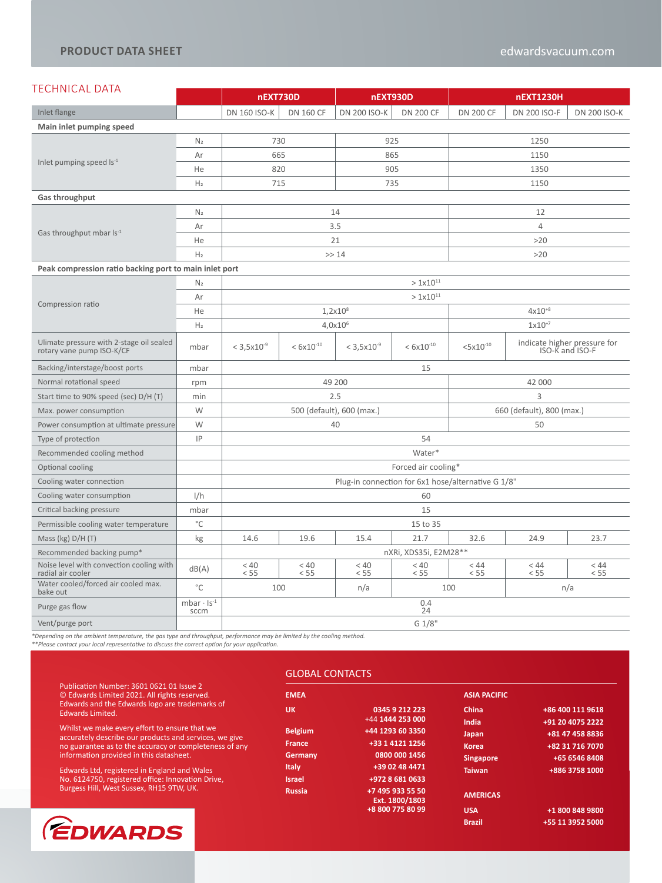## TECHNICAL DATA

| | | nEXT730D | | nEXT930D | | nEXT1230H | | |
|---|---|---|---|---|---|---|---|---|
| Inlet flange | | DN 160 ISO-K | DN 160 CF | DN 200 ISO-K | DN 200 CF | DN 200 CF | DN 200 ISO-F | DN 200 ISO-K |
| **Main inlet pumping speed** | | | | | | | | |
| Inlet pumping speed $ls^{-1}$ | $N_2$ | 730 | | 925 | | 1250 | | |
| | Ar | 665 | | 865 | | 1150 | | |
| | He | 820 | | 905 | | 1350 | | |
| | $H_2$ | 715 | | 735 | | 1150 | | |
| **Gas throughput** | | | | | | | | |
| Gas throughput mbar $ls^{-1}$ | $N_2$ | 14 | | | | 12 | | |
| | Ar | 3.5 | | | | 4 | | |
| | He | 21 | | | | >20 | | |
| | $H_2$ | >> 14 | | | | >20 | | |
| **Peak compression ratio backing port to main inlet port** | | | | | | | | |
| Compression ratio | $N_2$ | $> 1x10^{11}$ | | | | | | |
| | Ar | $> 1x10^{11}$ | | | | | | |
| | He | $1,2x10^{8}$ | | | | $4x10^{+8}$ | | |
| | $H_2$ | $4,0x10^{6}$ | | | | $1x10^{+7}$ | | |
| Ultimate pressure with 2-stage oil sealed rotary vane pump ISO-K/CF | mbar | $< 3,5x10^{-9}$ | $< 6x10^{-10}$ | $< 3,5x10^{-9}$ | $< 6x10^{-10}$ | $<5x10^{-10}$ | indicate higher pressure for ISO-K and ISO-F | |
| Backing/interstage/boost ports | mbar | 15 | | | | | | |
| Normal rotational speed | rpm | 49 200 | | | | 42 000 | | |
| Start time to 90% speed (sec) D/H (T) | min | 2.5 | | | | 3 | | |
| Max. power consumption | W | 500 (default), 600 (max.) | | | | 660 (default), 800 (max.) | | |
| Power consumption at ultimate pressure | W | 40 | | | | 50 | | |
| Type of protection | IP | 54 | | | | | | |
| Recommended cooling method | | Water* | | | | | | |
| Optional cooling | | Forced air cooling* | | | | | | |
| Cooling water connection | | Plug-in connection for 6x1 hose/alternative G 1/8" | | | | | | |
| Cooling water consumption | l/h | 60 | | | | | | |
| Critical backing pressure | mbar | 15 | | | | | | |
| Permissible cooling water temperature | °C | 15 to 35 | | | | | | |
| Mass (kg) D/H (T) | kg | 14.6 | 19.6 | 15.4 | 21.7 | 32.6 | 24.9 | 23.7 |
| Recommended backing pump* | | nXRi, XDS35i, E2M28** | | | | | | |
| Noise level with convection cooling with radial air cooler | dB(A) | < 40<br>< 55 | < 40<br>< 55 | < 40<br>< 55 | < 40<br>< 55 | < 44<br>< 55 | < 44<br>< 55 | < 44<br>< 55 |
| Water cooled/forced air cooled max. bake out | °C | 100 | | n/a | 100 | | n/a | |
| Purge gas flow | mbar · $ls^{-1}$<br>sccm | 0.4<br>24 | | | | | | |
| Vent/purge port | | G 1/8" | | | | | | |

*\*Depending on the ambient temperature, the gas type and throughput, performance may be limited by the cooling method.*
*\*\*Please contact your local representative to discuss the correct option for your application.*

Publication Number: 3601 0621 01 Issue 2
© Edwards Limited 2021. All rights reserved.
Edwards and the Edwards logo are trademarks of Edwards Limited.

Whilst we make every effort to ensure that we accurately describe our products and services, we give no guarantee as to the accuracy or completeness of any information provided in this datasheet.

Edwards Ltd, registered in England and Wales No. 6124750, registered office: Innovation Drive, Burgess Hill, West Sussex, RH15 9TW, UK.

EDWARDS

## GLOBAL CONTACTS

**EMEA**

| | |
|---|---|
| **UK** | 0345 9 212 223<br>+44 1444 253 000 |
| **Belgium** | +44 1293 60 3350 |
| **France** | +33 1 4121 1256 |
| **Germany** | 0800 000 1456 |
| **Italy** | +39 02 48 4471 |
| **Israel** | +972 8 681 0633 |
| **Russia** | +7 495 933 55 50<br>Ext. 1800/1803<br>+8 800 775 80 99 |

**ASIA PACIFIC**

| | |
|---|---|
| **China** | +86 400 111 9618 |
| **India** | +91 20 4075 2222 |
| **Japan** | +81 47 458 8836 |
| **Korea** | +82 31 716 7070 |
| **Singapore** | +65 6546 8408 |
| **Taiwan** | +886 3758 1000 |

**AMERICAS**

| | |
|---|---|
| **USA** | +1 800 848 9800 |
| **Brazil** | +55 11 3952 5000 |